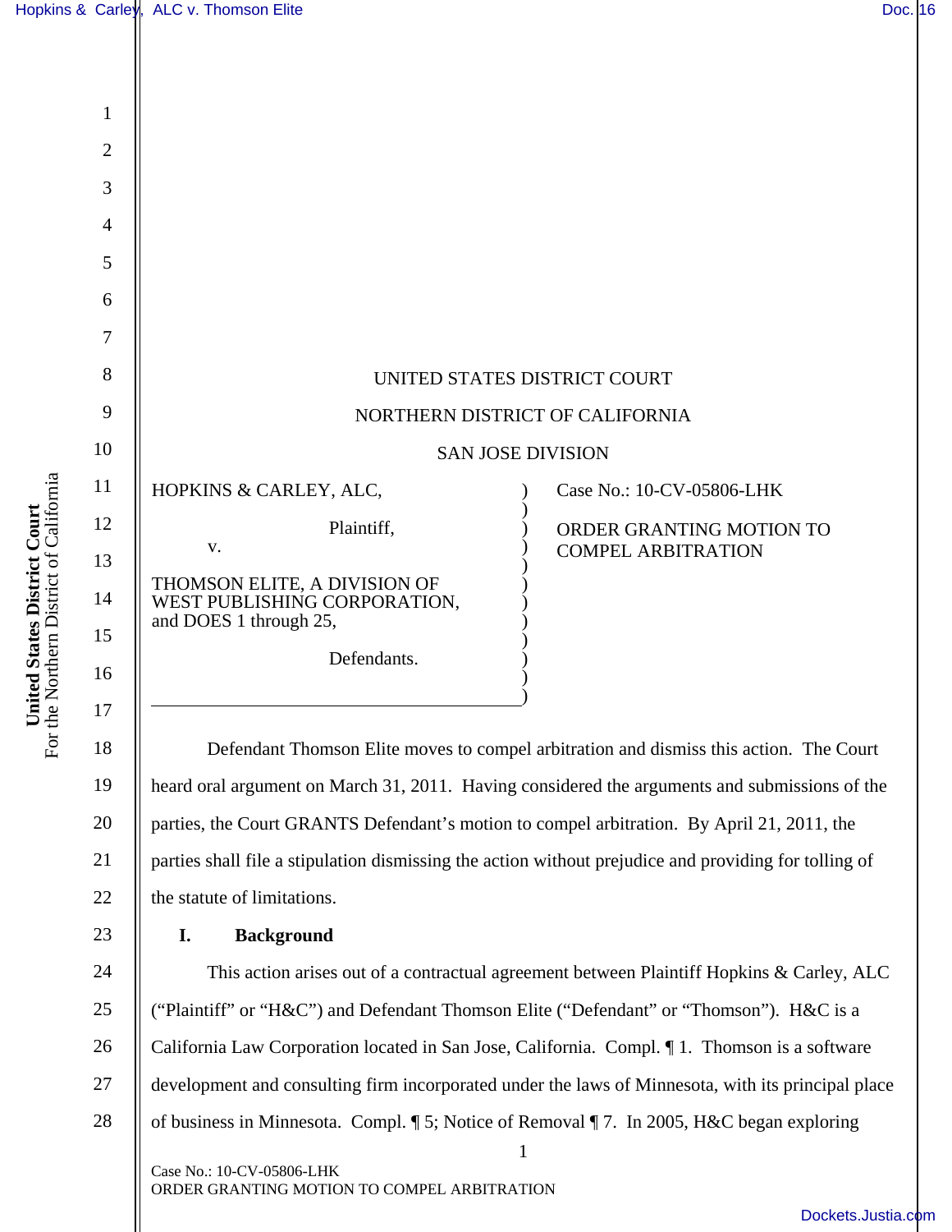UNITED STATES DISTRICT COURT

NORTHERN DISTRICT OF CALIFORNIA

SAN JOSE DIVISION

| | |
|---|---|
| HOPKINS & CARLEY, ALC,<br><br>Plaintiff,<br><br>v.<br><br>THOMSON ELITE, A DIVISION OF WEST PUBLISHING CORPORATION, and DOES 1 through 25,<br><br>Defendants. | Case No.: 10-CV-05806-LHK<br><br>ORDER GRANTING MOTION TO COMPEL ARBITRATION |

Defendant Thomson Elite moves to compel arbitration and dismiss this action. The Court heard oral argument on March 31, 2011. Having considered the arguments and submissions of the parties, the Court GRANTS Defendant's motion to compel arbitration. By April 21, 2011, the parties shall file a stipulation dismissing the action without prejudice and providing for tolling of the statute of limitations.

## I. Background

This action arises out of a contractual agreement between Plaintiff Hopkins & Carley, ALC ("Plaintiff" or "H&C") and Defendant Thomson Elite ("Defendant" or "Thomson"). H&C is a California Law Corporation located in San Jose, California. Compl. ¶ 1. Thomson is a software development and consulting firm incorporated under the laws of Minnesota, with its principal place of business in Minnesota. Compl. ¶ 5; Notice of Removal ¶ 7. In 2005, H&C began exploring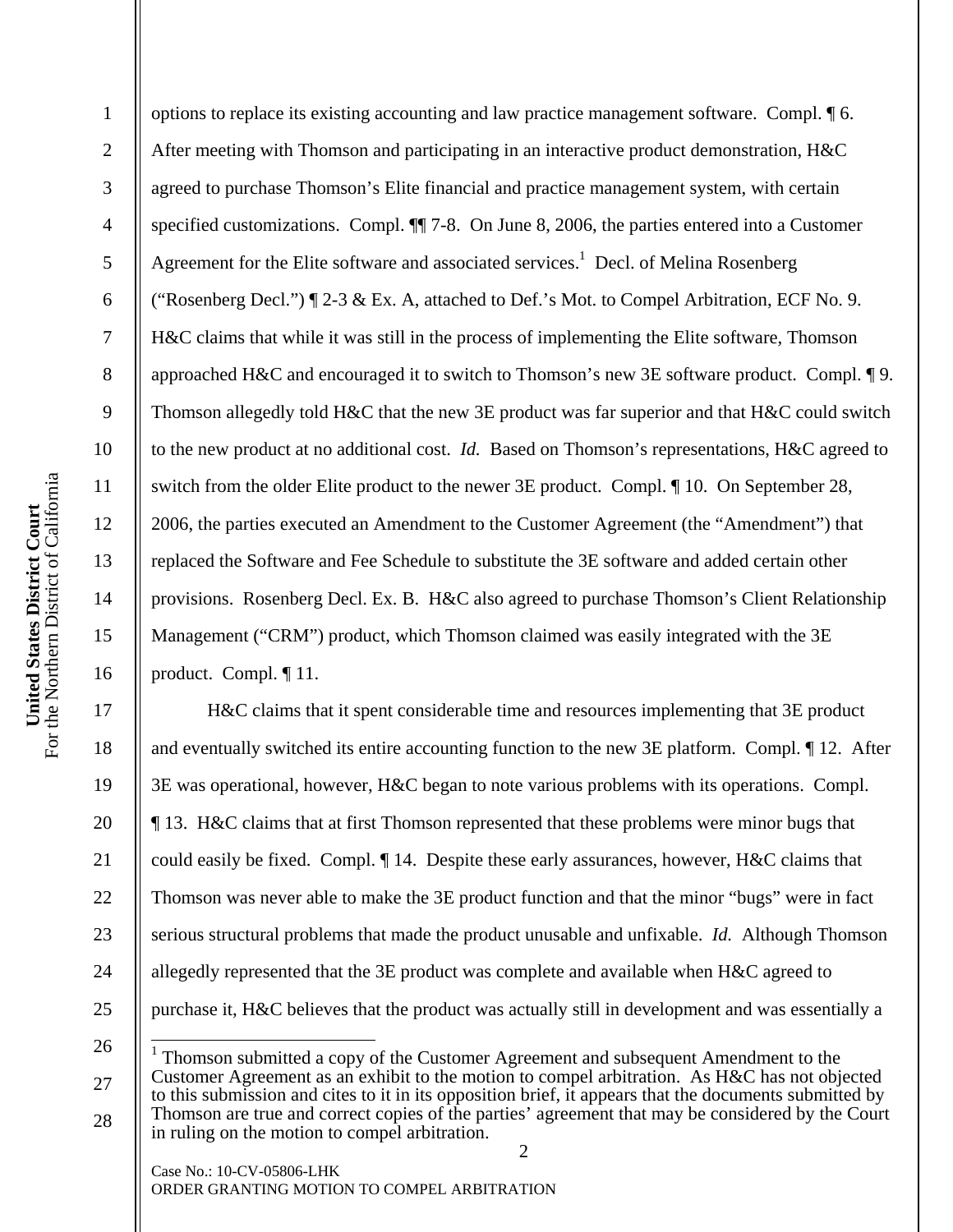options to replace its existing accounting and law practice management software. Compl. ¶ 6. After meeting with Thomson and participating in an interactive product demonstration, H&C agreed to purchase Thomson's Elite financial and practice management system, with certain specified customizations. Compl. ¶¶ 7-8. On June 8, 2006, the parties entered into a Customer Agreement for the Elite software and associated services.[1] Decl. of Melina Rosenberg ("Rosenberg Decl.") ¶ 2-3 & Ex. A, attached to Def.'s Mot. to Compel Arbitration, ECF No. 9. H&C claims that while it was still in the process of implementing the Elite software, Thomson approached H&C and encouraged it to switch to Thomson's new 3E software product. Compl. ¶ 9. Thomson allegedly told H&C that the new 3E product was far superior and that H&C could switch to the new product at no additional cost. *Id.* Based on Thomson's representations, H&C agreed to switch from the older Elite product to the newer 3E product. Compl. ¶ 10. On September 28, 2006, the parties executed an Amendment to the Customer Agreement (the "Amendment") that replaced the Software and Fee Schedule to substitute the 3E software and added certain other provisions. Rosenberg Decl. Ex. B. H&C also agreed to purchase Thomson's Client Relationship Management ("CRM") product, which Thomson claimed was easily integrated with the 3E product. Compl. ¶ 11.

H&C claims that it spent considerable time and resources implementing that 3E product and eventually switched its entire accounting function to the new 3E platform. Compl. ¶ 12. After 3E was operational, however, H&C began to note various problems with its operations. Compl. ¶ 13. H&C claims that at first Thomson represented that these problems were minor bugs that could easily be fixed. Compl. ¶ 14. Despite these early assurances, however, H&C claims that Thomson was never able to make the 3E product function and that the minor "bugs" were in fact serious structural problems that made the product unusable and unfixable. *Id.* Although Thomson allegedly represented that the 3E product was complete and available when H&C agreed to purchase it, H&C believes that the product was actually still in development and was essentially a

---

[1] Thomson submitted a copy of the Customer Agreement and subsequent Amendment to the Customer Agreement as an exhibit to the motion to compel arbitration. As H&C has not objected to this submission and cites to it in its opposition brief, it appears that the documents submitted by Thomson are true and correct copies of the parties' agreement that may be considered by the Court in ruling on the motion to compel arbitration.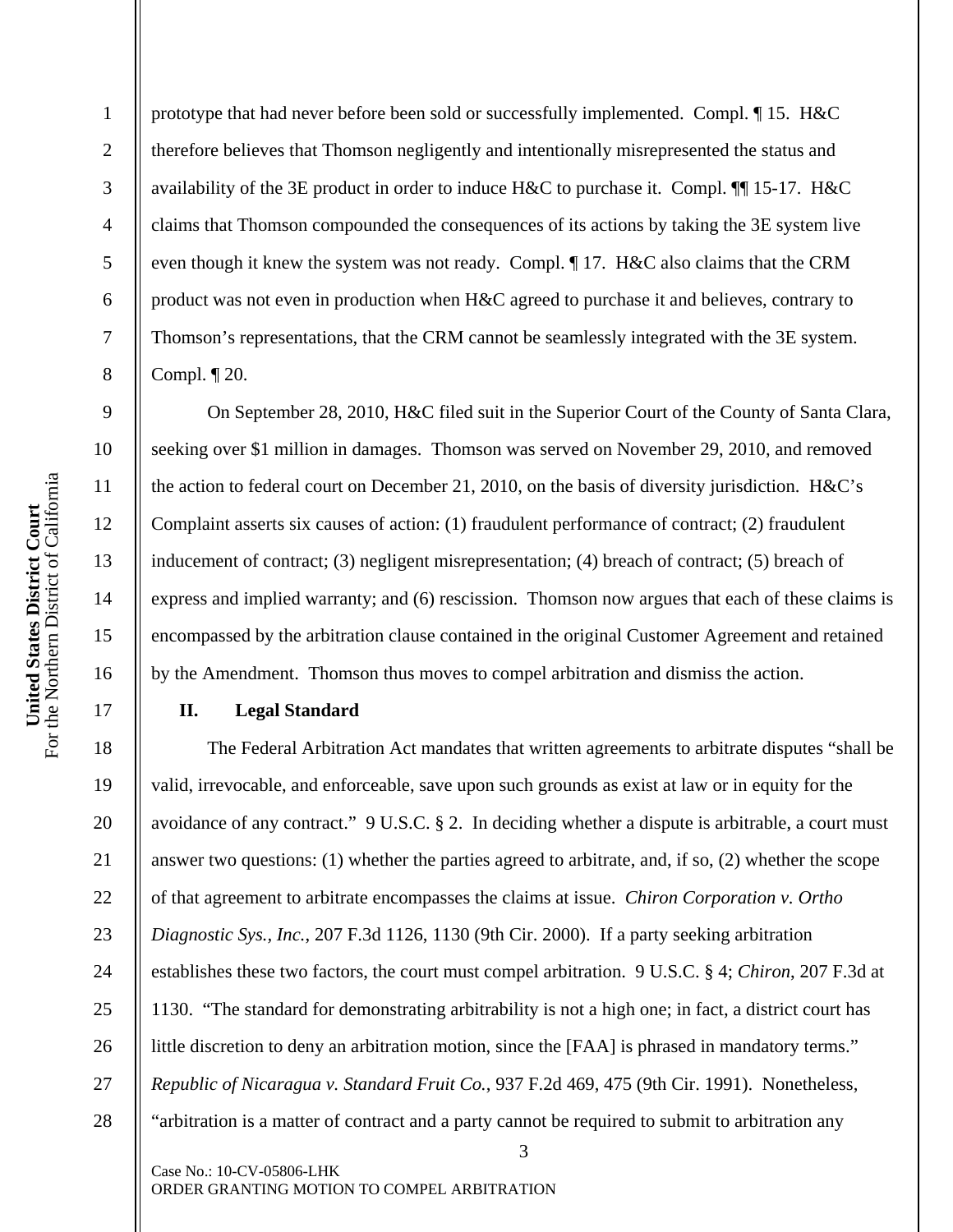prototype that had never before been sold or successfully implemented. Compl. ¶ 15. H&C therefore believes that Thomson negligently and intentionally misrepresented the status and availability of the 3E product in order to induce H&C to purchase it. Compl. ¶¶ 15-17. H&C claims that Thomson compounded the consequences of its actions by taking the 3E system live even though it knew the system was not ready. Compl. ¶ 17. H&C also claims that the CRM product was not even in production when H&C agreed to purchase it and believes, contrary to Thomson's representations, that the CRM cannot be seamlessly integrated with the 3E system. Compl. ¶ 20.

On September 28, 2010, H&C filed suit in the Superior Court of the County of Santa Clara, seeking over $1 million in damages. Thomson was served on November 29, 2010, and removed the action to federal court on December 21, 2010, on the basis of diversity jurisdiction. H&C's Complaint asserts six causes of action: (1) fraudulent performance of contract; (2) fraudulent inducement of contract; (3) negligent misrepresentation; (4) breach of contract; (5) breach of express and implied warranty; and (6) rescission. Thomson now argues that each of these claims is encompassed by the arbitration clause contained in the original Customer Agreement and retained by the Amendment. Thomson thus moves to compel arbitration and dismiss the action.

## II. Legal Standard

The Federal Arbitration Act mandates that written agreements to arbitrate disputes "shall be valid, irrevocable, and enforceable, save upon such grounds as exist at law or in equity for the avoidance of any contract." 9 U.S.C. § 2. In deciding whether a dispute is arbitrable, a court must answer two questions: (1) whether the parties agreed to arbitrate, and, if so, (2) whether the scope of that agreement to arbitrate encompasses the claims at issue. *Chiron Corporation v. Ortho Diagnostic Sys., Inc.*, 207 F.3d 1126, 1130 (9th Cir. 2000). If a party seeking arbitration establishes these two factors, the court must compel arbitration. 9 U.S.C. § 4; *Chiron*, 207 F.3d at 1130. "The standard for demonstrating arbitrability is not a high one; in fact, a district court has little discretion to deny an arbitration motion, since the [FAA] is phrased in mandatory terms." *Republic of Nicaragua v. Standard Fruit Co.*, 937 F.2d 469, 475 (9th Cir. 1991). Nonetheless, "arbitration is a matter of contract and a party cannot be required to submit to arbitration any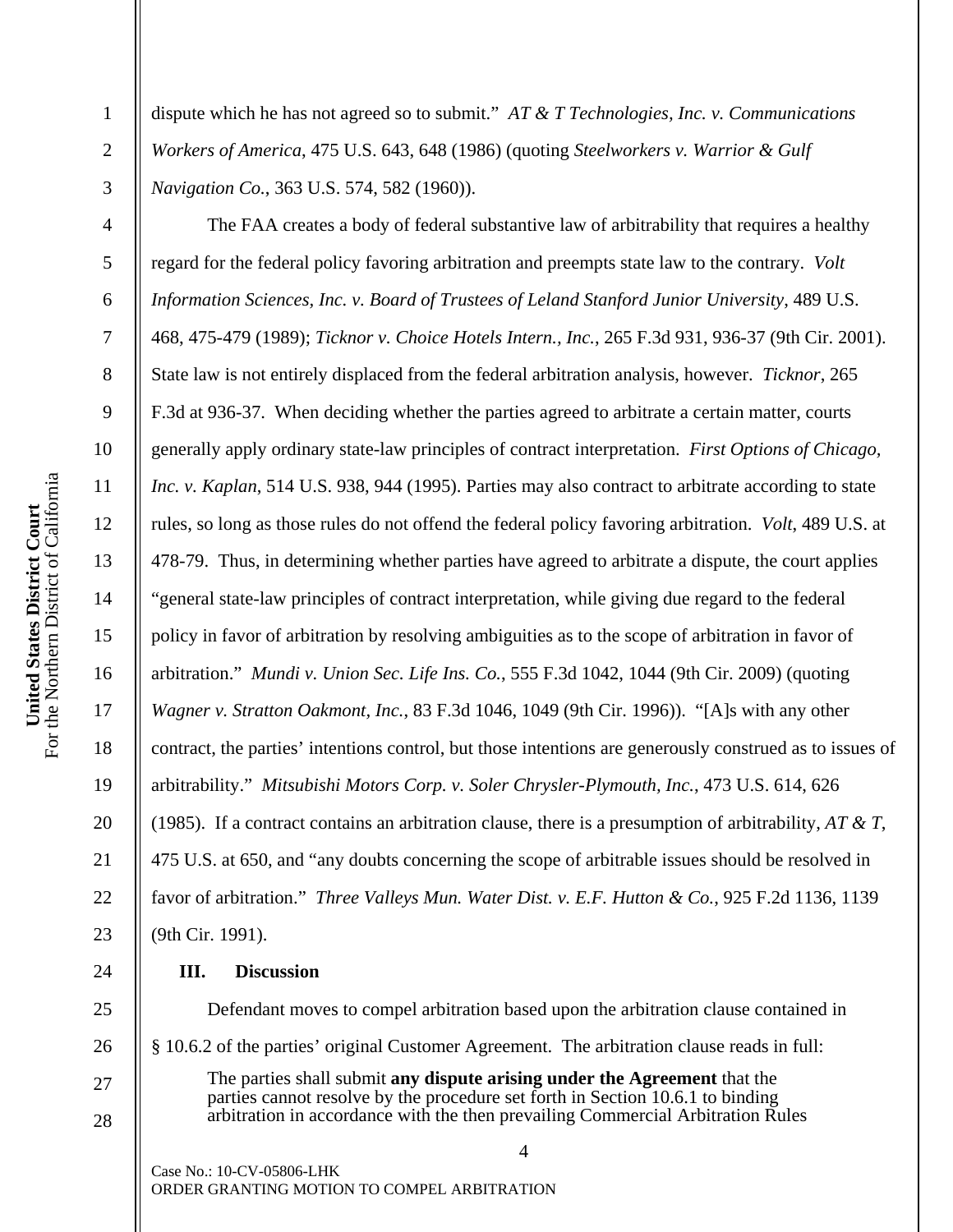dispute which he has not agreed so to submit." *AT & T Technologies, Inc. v. Communications Workers of America*, 475 U.S. 643, 648 (1986) (quoting *Steelworkers v. Warrior & Gulf Navigation Co.*, 363 U.S. 574, 582 (1960)).

The FAA creates a body of federal substantive law of arbitrability that requires a healthy regard for the federal policy favoring arbitration and preempts state law to the contrary. *Volt Information Sciences, Inc. v. Board of Trustees of Leland Stanford Junior University*, 489 U.S. 468, 475-479 (1989); *Ticknor v. Choice Hotels Intern., Inc.*, 265 F.3d 931, 936-37 (9th Cir. 2001). State law is not entirely displaced from the federal arbitration analysis, however. *Ticknor*, 265 F.3d at 936-37. When deciding whether the parties agreed to arbitrate a certain matter, courts generally apply ordinary state-law principles of contract interpretation. *First Options of Chicago, Inc. v. Kaplan*, 514 U.S. 938, 944 (1995). Parties may also contract to arbitrate according to state rules, so long as those rules do not offend the federal policy favoring arbitration. *Volt*, 489 U.S. at 478-79. Thus, in determining whether parties have agreed to arbitrate a dispute, the court applies "general state-law principles of contract interpretation, while giving due regard to the federal policy in favor of arbitration by resolving ambiguities as to the scope of arbitration in favor of arbitration." *Mundi v. Union Sec. Life Ins. Co.*, 555 F.3d 1042, 1044 (9th Cir. 2009) (quoting *Wagner v. Stratton Oakmont, Inc.*, 83 F.3d 1046, 1049 (9th Cir. 1996)). "[A]s with any other contract, the parties' intentions control, but those intentions are generously construed as to issues of arbitrability." *Mitsubishi Motors Corp. v. Soler Chrysler-Plymouth, Inc.*, 473 U.S. 614, 626 (1985). If a contract contains an arbitration clause, there is a presumption of arbitrability, *AT & T*, 475 U.S. at 650, and "any doubts concerning the scope of arbitrable issues should be resolved in favor of arbitration." *Three Valleys Mun. Water Dist. v. E.F. Hutton & Co.*, 925 F.2d 1136, 1139 (9th Cir. 1991).

## III. Discussion

Defendant moves to compel arbitration based upon the arbitration clause contained in § 10.6.2 of the parties' original Customer Agreement. The arbitration clause reads in full:

> The parties shall submit **any dispute arising under the Agreement** that the parties cannot resolve by the procedure set forth in Section 10.6.1 to binding arbitration in accordance with the then prevailing Commercial Arbitration Rules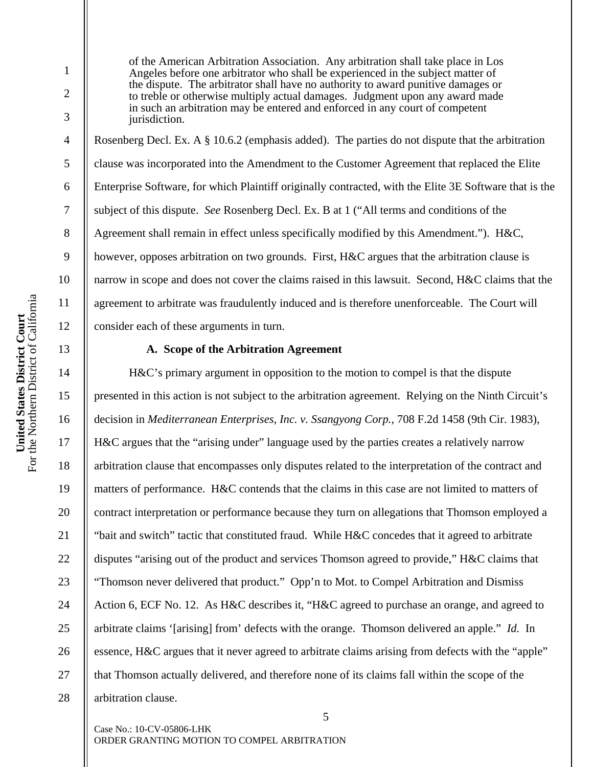> of the American Arbitration Association. Any arbitration shall take place in Los Angeles before one arbitrator who shall be experienced in the subject matter of the dispute. The arbitrator shall have no authority to award punitive damages or to treble or otherwise multiply actual damages. Judgment upon any award made in such an arbitration may be entered and enforced in any court of competent jurisdiction.

Rosenberg Decl. Ex. A § 10.6.2 (emphasis added). The parties do not dispute that the arbitration clause was incorporated into the Amendment to the Customer Agreement that replaced the Elite Enterprise Software, for which Plaintiff originally contracted, with the Elite 3E Software that is the subject of this dispute. *See* Rosenberg Decl. Ex. B at 1 ("All terms and conditions of the Agreement shall remain in effect unless specifically modified by this Amendment."). H&C, however, opposes arbitration on two grounds. First, H&C argues that the arbitration clause is narrow in scope and does not cover the claims raised in this lawsuit. Second, H&C claims that the agreement to arbitrate was fraudulently induced and is therefore unenforceable. The Court will consider each of these arguments in turn.

**A. Scope of the Arbitration Agreement**

H&C's primary argument in opposition to the motion to compel is that the dispute presented in this action is not subject to the arbitration agreement. Relying on the Ninth Circuit's decision in *Mediterranean Enterprises, Inc. v. Ssangyong Corp.*, 708 F.2d 1458 (9th Cir. 1983), H&C argues that the "arising under" language used by the parties creates a relatively narrow arbitration clause that encompasses only disputes related to the interpretation of the contract and matters of performance. H&C contends that the claims in this case are not limited to matters of contract interpretation or performance because they turn on allegations that Thomson employed a "bait and switch" tactic that constituted fraud. While H&C concedes that it agreed to arbitrate disputes "arising out of the product and services Thomson agreed to provide," H&C claims that "Thomson never delivered that product." Opp'n to Mot. to Compel Arbitration and Dismiss Action 6, ECF No. 12. As H&C describes it, "H&C agreed to purchase an orange, and agreed to arbitrate claims '[arising] from' defects with the orange. Thomson delivered an apple." *Id.* In essence, H&C argues that it never agreed to arbitrate claims arising from defects with the "apple" that Thomson actually delivered, and therefore none of its claims fall within the scope of the arbitration clause.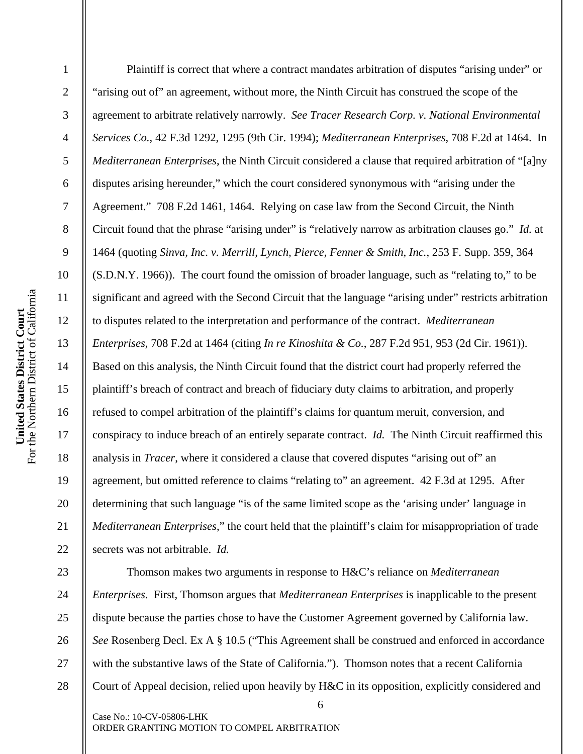Plaintiff is correct that where a contract mandates arbitration of disputes "arising under" or "arising out of" an agreement, without more, the Ninth Circuit has construed the scope of the agreement to arbitrate relatively narrowly. *See Tracer Research Corp. v. National Environmental Services Co.*, 42 F.3d 1292, 1295 (9th Cir. 1994); *Mediterranean Enterprises*, 708 F.2d at 1464. In *Mediterranean Enterprises*, the Ninth Circuit considered a clause that required arbitration of "[a]ny disputes arising hereunder," which the court considered synonymous with "arising under the Agreement." 708 F.2d 1461, 1464. Relying on case law from the Second Circuit, the Ninth Circuit found that the phrase "arising under" is "relatively narrow as arbitration clauses go." *Id.* at 1464 (quoting *Sinva, Inc. v. Merrill, Lynch, Pierce, Fenner & Smith, Inc.*, 253 F. Supp. 359, 364 (S.D.N.Y. 1966)). The court found the omission of broader language, such as "relating to," to be significant and agreed with the Second Circuit that the language "arising under" restricts arbitration to disputes related to the interpretation and performance of the contract. *Mediterranean Enterprises*, 708 F.2d at 1464 (citing *In re Kinoshita & Co.*, 287 F.2d 951, 953 (2d Cir. 1961)). Based on this analysis, the Ninth Circuit found that the district court had properly referred the plaintiff's breach of contract and breach of fiduciary duty claims to arbitration, and properly refused to compel arbitration of the plaintiff's claims for quantum meruit, conversion, and conspiracy to induce breach of an entirely separate contract. *Id.* The Ninth Circuit reaffirmed this analysis in *Tracer*, where it considered a clause that covered disputes "arising out of" an agreement, but omitted reference to claims "relating to" an agreement. 42 F.3d at 1295. After determining that such language "is of the same limited scope as the 'arising under' language in *Mediterranean Enterprises*," the court held that the plaintiff's claim for misappropriation of trade secrets was not arbitrable. *Id.*

Thomson makes two arguments in response to H&C's reliance on *Mediterranean Enterprises*. First, Thomson argues that *Mediterranean Enterprises* is inapplicable to the present dispute because the parties chose to have the Customer Agreement governed by California law. *See* Rosenberg Decl. Ex A § 10.5 ("This Agreement shall be construed and enforced in accordance with the substantive laws of the State of California."). Thomson notes that a recent California Court of Appeal decision, relied upon heavily by H&C in its opposition, explicitly considered and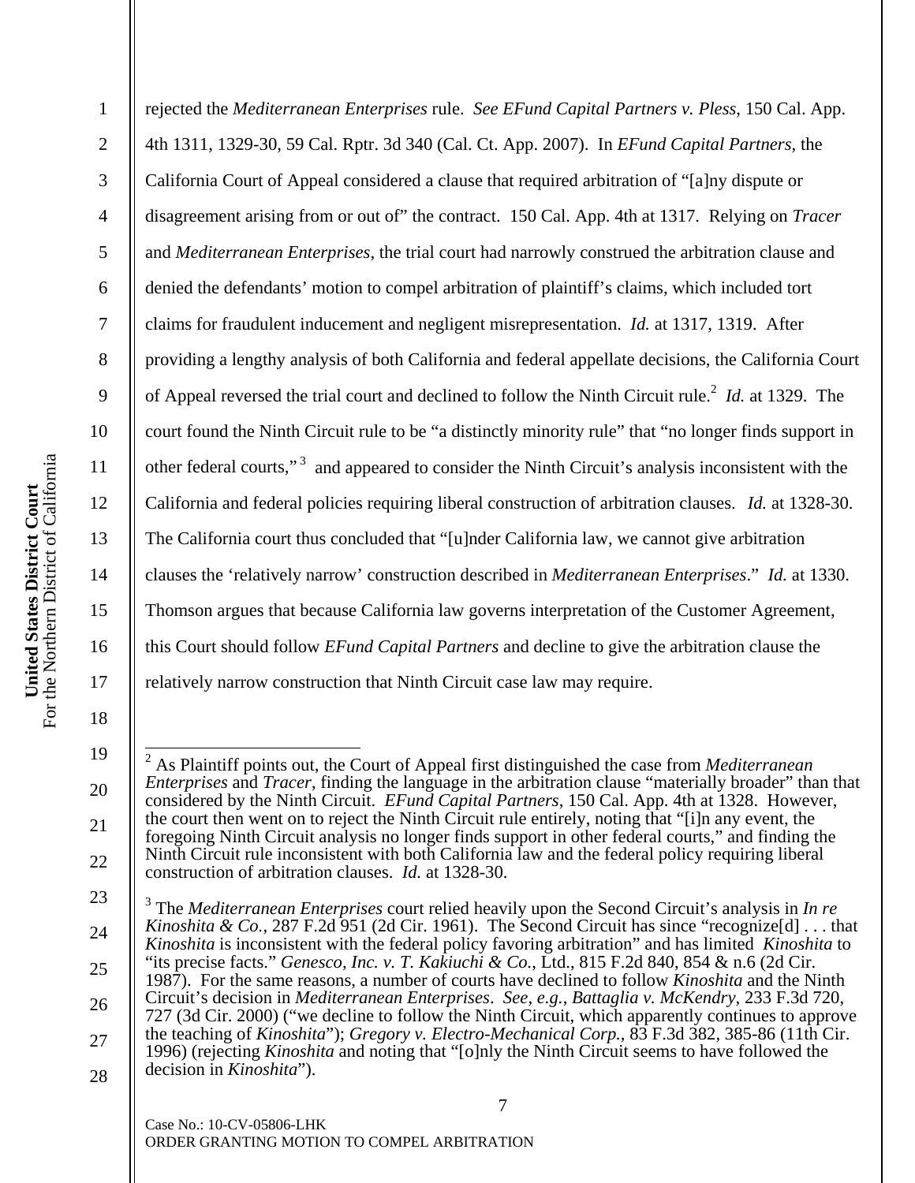rejected the *Mediterranean Enterprises* rule. *See EFund Capital Partners v. Pless*, 150 Cal. App. 4th 1311, 1329-30, 59 Cal. Rptr. 3d 340 (Cal. Ct. App. 2007). In *EFund Capital Partners*, the California Court of Appeal considered a clause that required arbitration of "[a]ny dispute or disagreement arising from or out of" the contract. 150 Cal. App. 4th at 1317. Relying on *Tracer* and *Mediterranean Enterprises*, the trial court had narrowly construed the arbitration clause and denied the defendants' motion to compel arbitration of plaintiff's claims, which included tort claims for fraudulent inducement and negligent misrepresentation. *Id.* at 1317, 1319. After providing a lengthy analysis of both California and federal appellate decisions, the California Court of Appeal reversed the trial court and declined to follow the Ninth Circuit rule.[2] *Id.* at 1329. The court found the Ninth Circuit rule to be "a distinctly minority rule" that "no longer finds support in other federal courts,"[3] and appeared to consider the Ninth Circuit's analysis inconsistent with the California and federal policies requiring liberal construction of arbitration clauses. *Id.* at 1328-30. The California court thus concluded that "[u]nder California law, we cannot give arbitration clauses the 'relatively narrow' construction described in *Mediterranean Enterprises*." *Id.* at 1330. Thomson argues that because California law governs interpretation of the Customer Agreement, this Court should follow *EFund Capital Partners* and decline to give the arbitration clause the relatively narrow construction that Ninth Circuit case law may require.

---

[2] As Plaintiff points out, the Court of Appeal first distinguished the case from *Mediterranean Enterprises* and *Tracer*, finding the language in the arbitration clause "materially broader" than that considered by the Ninth Circuit. *EFund Capital Partners*, 150 Cal. App. 4th at 1328. However, the court then went on to reject the Ninth Circuit rule entirely, noting that "[i]n any event, the foregoing Ninth Circuit analysis no longer finds support in other federal courts," and finding the Ninth Circuit rule inconsistent with both California law and the federal policy requiring liberal construction of arbitration clauses. *Id.* at 1328-30.

[3] The *Mediterranean Enterprises* court relied heavily upon the Second Circuit's analysis in *In re Kinoshita & Co.*, 287 F.2d 951 (2d Cir. 1961). The Second Circuit has since "recognize[d] . . . that *Kinoshita* is inconsistent with the federal policy favoring arbitration" and has limited *Kinoshita* to "its precise facts." *Genesco, Inc. v. T. Kakiuchi & Co.*, Ltd., 815 F.2d 840, 854 & n.6 (2d Cir. 1987). For the same reasons, a number of courts have declined to follow *Kinoshita* and the Ninth Circuit's decision in *Mediterranean Enterprises*. *See, e.g.*, *Battaglia v. McKendry*, 233 F.3d 720, 727 (3d Cir. 2000) ("we decline to follow the Ninth Circuit, which apparently continues to approve the teaching of *Kinoshita*"); *Gregory v. Electro-Mechanical Corp.*, 83 F.3d 382, 385-86 (11th Cir. 1996) (rejecting *Kinoshita* and noting that "[o]nly the Ninth Circuit seems to have followed the decision in *Kinoshita*").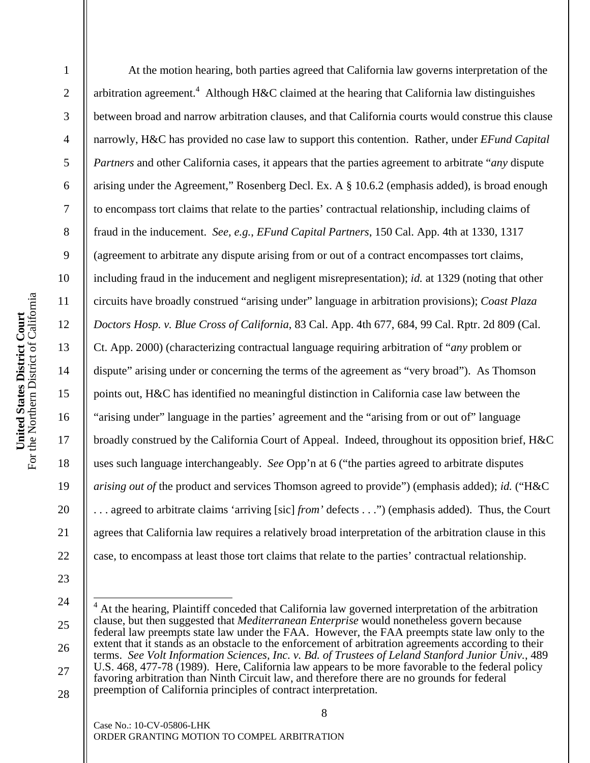At the motion hearing, both parties agreed that California law governs interpretation of the arbitration agreement.[4] Although H&C claimed at the hearing that California law distinguishes between broad and narrow arbitration clauses, and that California courts would construe this clause narrowly, H&C has provided no case law to support this contention. Rather, under *EFund Capital Partners* and other California cases, it appears that the parties agreement to arbitrate "*any* dispute arising under the Agreement," Rosenberg Decl. Ex. A § 10.6.2 (emphasis added), is broad enough to encompass tort claims that relate to the parties' contractual relationship, including claims of fraud in the inducement. *See, e.g., EFund Capital Partners*, 150 Cal. App. 4th at 1330, 1317 (agreement to arbitrate any dispute arising from or out of a contract encompasses tort claims, including fraud in the inducement and negligent misrepresentation); *id.* at 1329 (noting that other circuits have broadly construed "arising under" language in arbitration provisions); *Coast Plaza Doctors Hosp. v. Blue Cross of California*, 83 Cal. App. 4th 677, 684, 99 Cal. Rptr. 2d 809 (Cal. Ct. App. 2000) (characterizing contractual language requiring arbitration of "*any* problem or dispute" arising under or concerning the terms of the agreement as "very broad"). As Thomson points out, H&C has identified no meaningful distinction in California case law between the "arising under" language in the parties' agreement and the "arising from or out of" language broadly construed by the California Court of Appeal. Indeed, throughout its opposition brief, H&C uses such language interchangeably. *See* Opp'n at 6 ("the parties agreed to arbitrate disputes *arising out of* the product and services Thomson agreed to provide") (emphasis added); *id.* ("H&C . . . agreed to arbitrate claims 'arriving [sic] *from'* defects . . .") (emphasis added). Thus, the Court agrees that California law requires a relatively broad interpretation of the arbitration clause in this case, to encompass at least those tort claims that relate to the parties' contractual relationship.

---

[4] At the hearing, Plaintiff conceded that California law governed interpretation of the arbitration clause, but then suggested that *Mediterranean Enterprise* would nonetheless govern because federal law preempts state law under the FAA. However, the FAA preempts state law only to the extent that it stands as an obstacle to the enforcement of arbitration agreements according to their terms. *See Volt Information Sciences, Inc. v. Bd. of Trustees of Leland Stanford Junior Univ.*, 489 U.S. 468, 477-78 (1989). Here, California law appears to be more favorable to the federal policy favoring arbitration than Ninth Circuit law, and therefore there are no grounds for federal preemption of California principles of contract interpretation.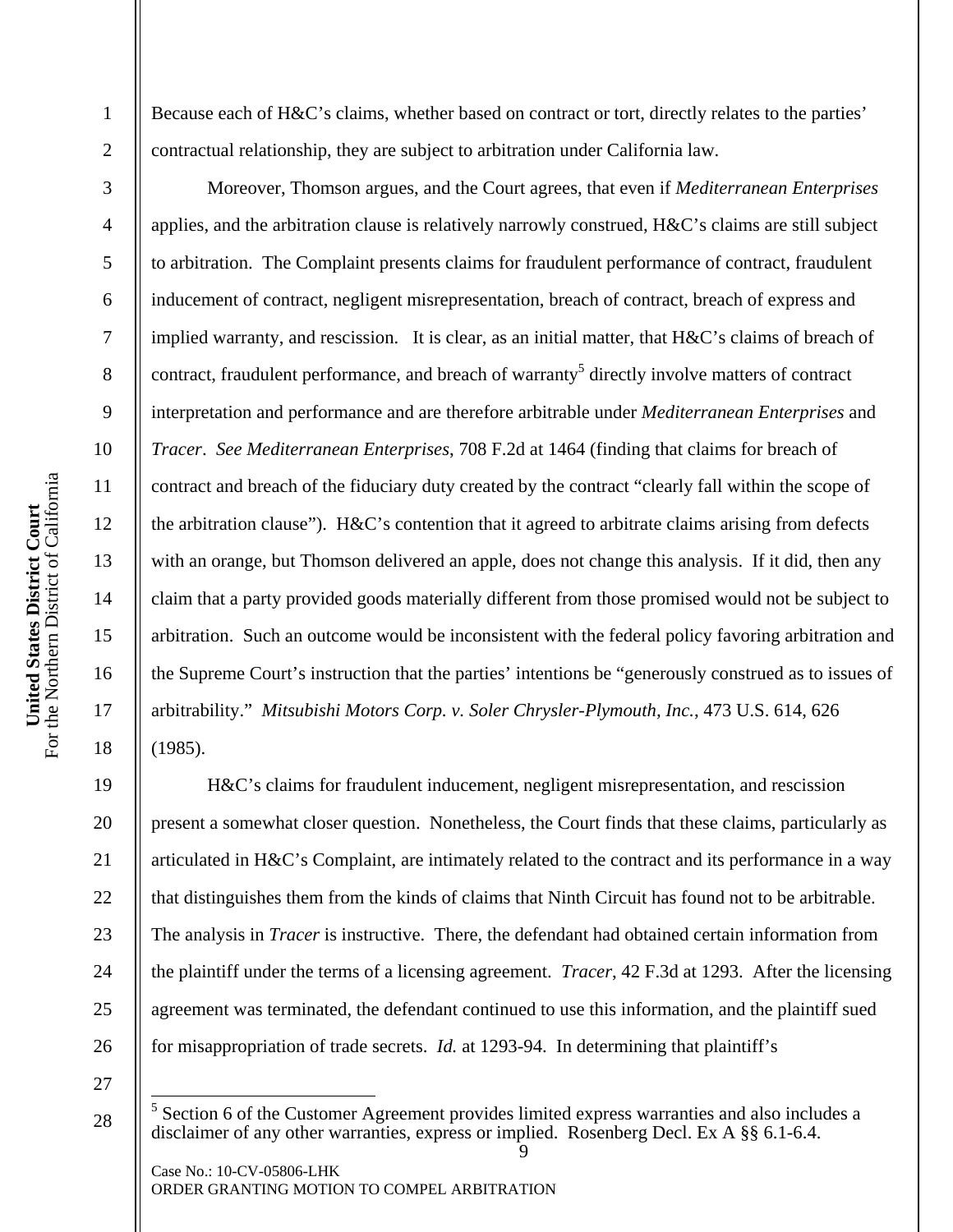Because each of H&C's claims, whether based on contract or tort, directly relates to the parties' contractual relationship, they are subject to arbitration under California law.

Moreover, Thomson argues, and the Court agrees, that even if *Mediterranean Enterprises* applies, and the arbitration clause is relatively narrowly construed, H&C's claims are still subject to arbitration. The Complaint presents claims for fraudulent performance of contract, fraudulent inducement of contract, negligent misrepresentation, breach of contract, breach of express and implied warranty, and rescission. It is clear, as an initial matter, that H&C's claims of breach of contract, fraudulent performance, and breach of warranty[5] directly involve matters of contract interpretation and performance and are therefore arbitrable under *Mediterranean Enterprises* and *Tracer*. *See Mediterranean Enterprises*, 708 F.2d at 1464 (finding that claims for breach of contract and breach of the fiduciary duty created by the contract "clearly fall within the scope of the arbitration clause"). H&C's contention that it agreed to arbitrate claims arising from defects with an orange, but Thomson delivered an apple, does not change this analysis. If it did, then any claim that a party provided goods materially different from those promised would not be subject to arbitration. Such an outcome would be inconsistent with the federal policy favoring arbitration and the Supreme Court's instruction that the parties' intentions be "generously construed as to issues of arbitrability." *Mitsubishi Motors Corp. v. Soler Chrysler-Plymouth, Inc.*, 473 U.S. 614, 626 (1985).

H&C's claims for fraudulent inducement, negligent misrepresentation, and rescission present a somewhat closer question. Nonetheless, the Court finds that these claims, particularly as articulated in H&C's Complaint, are intimately related to the contract and its performance in a way that distinguishes them from the kinds of claims that Ninth Circuit has found not to be arbitrable. The analysis in *Tracer* is instructive. There, the defendant had obtained certain information from the plaintiff under the terms of a licensing agreement. *Tracer*, 42 F.3d at 1293. After the licensing agreement was terminated, the defendant continued to use this information, and the plaintiff sued for misappropriation of trade secrets. *Id.* at 1293-94. In determining that plaintiff's

[5] Section 6 of the Customer Agreement provides limited express warranties and also includes a disclaimer of any other warranties, express or implied. Rosenberg Decl. Ex A §§ 6.1-6.4.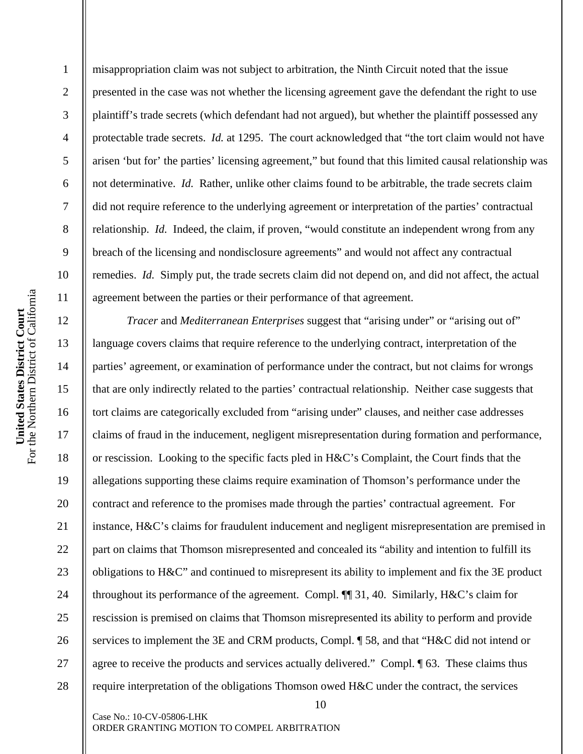misappropriation claim was not subject to arbitration, the Ninth Circuit noted that the issue presented in the case was not whether the licensing agreement gave the defendant the right to use plaintiff's trade secrets (which defendant had not argued), but whether the plaintiff possessed any protectable trade secrets. *Id.* at 1295. The court acknowledged that "the tort claim would not have arisen 'but for' the parties' licensing agreement," but found that this limited causal relationship was not determinative. *Id.* Rather, unlike other claims found to be arbitrable, the trade secrets claim did not require reference to the underlying agreement or interpretation of the parties' contractual relationship. *Id.* Indeed, the claim, if proven, "would constitute an independent wrong from any breach of the licensing and nondisclosure agreements" and would not affect any contractual remedies. *Id.* Simply put, the trade secrets claim did not depend on, and did not affect, the actual agreement between the parties or their performance of that agreement.

*Tracer* and *Mediterranean Enterprises* suggest that "arising under" or "arising out of" language covers claims that require reference to the underlying contract, interpretation of the parties' agreement, or examination of performance under the contract, but not claims for wrongs that are only indirectly related to the parties' contractual relationship. Neither case suggests that tort claims are categorically excluded from "arising under" clauses, and neither case addresses claims of fraud in the inducement, negligent misrepresentation during formation and performance, or rescission. Looking to the specific facts pled in H&C's Complaint, the Court finds that the allegations supporting these claims require examination of Thomson's performance under the contract and reference to the promises made through the parties' contractual agreement. For instance, H&C's claims for fraudulent inducement and negligent misrepresentation are premised in part on claims that Thomson misrepresented and concealed its "ability and intention to fulfill its obligations to H&C" and continued to misrepresent its ability to implement and fix the 3E product throughout its performance of the agreement. Compl. ¶¶ 31, 40. Similarly, H&C's claim for rescission is premised on claims that Thomson misrepresented its ability to perform and provide services to implement the 3E and CRM products, Compl. ¶ 58, and that "H&C did not intend or agree to receive the products and services actually delivered." Compl. ¶ 63. These claims thus require interpretation of the obligations Thomson owed H&C under the contract, the services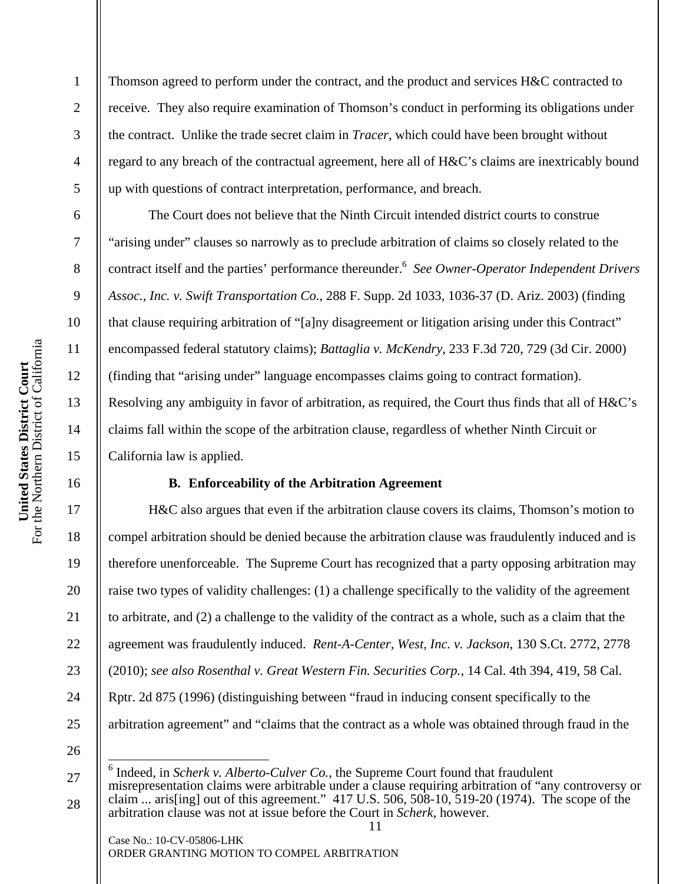Thomson agreed to perform under the contract, and the product and services H&C contracted to receive. They also require examination of Thomson's conduct in performing its obligations under the contract. Unlike the trade secret claim in *Tracer*, which could have been brought without regard to any breach of the contractual agreement, here all of H&C's claims are inextricably bound up with questions of contract interpretation, performance, and breach.

The Court does not believe that the Ninth Circuit intended district courts to construe "arising under" clauses so narrowly as to preclude arbitration of claims so closely related to the contract itself and the parties' performance thereunder.[6] *See Owner-Operator Independent Drivers Assoc., Inc. v. Swift Transportation Co.*, 288 F. Supp. 2d 1033, 1036-37 (D. Ariz. 2003) (finding that clause requiring arbitration of "[a]ny disagreement or litigation arising under this Contract" encompassed federal statutory claims); *Battaglia v. McKendry*, 233 F.3d 720, 729 (3d Cir. 2000) (finding that "arising under" language encompasses claims going to contract formation). Resolving any ambiguity in favor of arbitration, as required, the Court thus finds that all of H&C's claims fall within the scope of the arbitration clause, regardless of whether Ninth Circuit or California law is applied.

**B. Enforceability of the Arbitration Agreement**

H&C also argues that even if the arbitration clause covers its claims, Thomson's motion to compel arbitration should be denied because the arbitration clause was fraudulently induced and is therefore unenforceable. The Supreme Court has recognized that a party opposing arbitration may raise two types of validity challenges: (1) a challenge specifically to the validity of the agreement to arbitrate, and (2) a challenge to the validity of the contract as a whole, such as a claim that the agreement was fraudulently induced. *Rent-A-Center, West, Inc. v. Jackson*, 130 S.Ct. 2772, 2778 (2010); *see also Rosenthal v. Great Western Fin. Securities Corp.*, 14 Cal. 4th 394, 419, 58 Cal. Rptr. 2d 875 (1996) (distinguishing between "fraud in inducing consent specifically to the arbitration agreement" and "claims that the contract as a whole was obtained through fraud in the

---

[6] Indeed, in *Scherk v. Alberto-Culver Co.*, the Supreme Court found that fraudulent misrepresentation claims were arbitrable under a clause requiring arbitration of "any controversy or claim ... aris[ing] out of this agreement." 417 U.S. 506, 508-10, 519-20 (1974). The scope of the arbitration clause was not at issue before the Court in *Scherk*, however.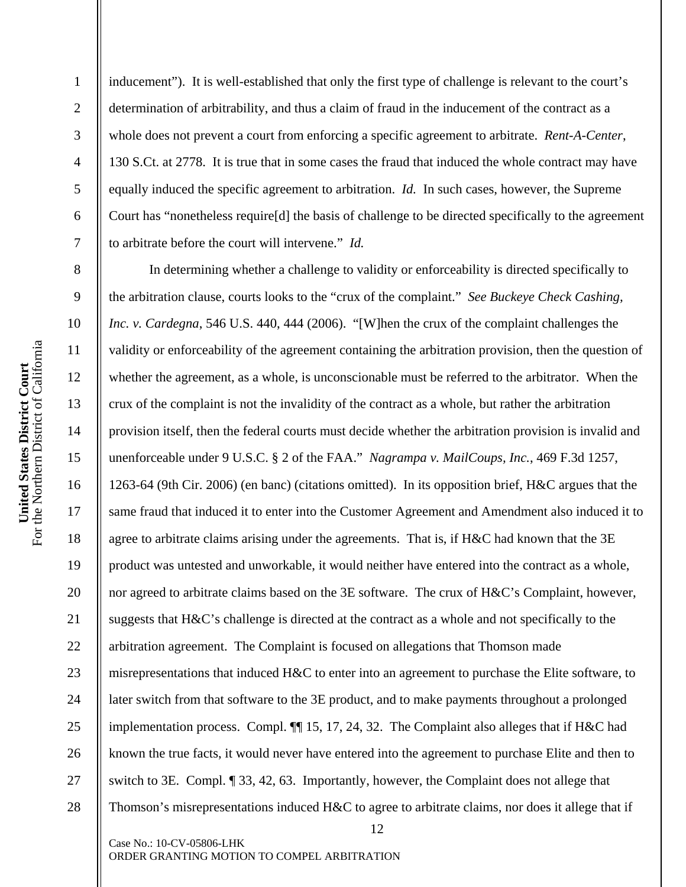inducement"). It is well-established that only the first type of challenge is relevant to the court's determination of arbitrability, and thus a claim of fraud in the inducement of the contract as a whole does not prevent a court from enforcing a specific agreement to arbitrate. *Rent-A-Center*, 130 S.Ct. at 2778. It is true that in some cases the fraud that induced the whole contract may have equally induced the specific agreement to arbitration. *Id.* In such cases, however, the Supreme Court has "nonetheless require[d] the basis of challenge to be directed specifically to the agreement to arbitrate before the court will intervene." *Id.*

In determining whether a challenge to validity or enforceability is directed specifically to the arbitration clause, courts looks to the "crux of the complaint." *See Buckeye Check Cashing, Inc. v. Cardegna*, 546 U.S. 440, 444 (2006). "[W]hen the crux of the complaint challenges the validity or enforceability of the agreement containing the arbitration provision, then the question of whether the agreement, as a whole, is unconscionable must be referred to the arbitrator. When the crux of the complaint is not the invalidity of the contract as a whole, but rather the arbitration provision itself, then the federal courts must decide whether the arbitration provision is invalid and unenforceable under 9 U.S.C. § 2 of the FAA." *Nagrampa v. MailCoups, Inc.*, 469 F.3d 1257, 1263-64 (9th Cir. 2006) (en banc) (citations omitted). In its opposition brief, H&C argues that the same fraud that induced it to enter into the Customer Agreement and Amendment also induced it to agree to arbitrate claims arising under the agreements. That is, if H&C had known that the 3E product was untested and unworkable, it would neither have entered into the contract as a whole, nor agreed to arbitrate claims based on the 3E software. The crux of H&C's Complaint, however, suggests that H&C's challenge is directed at the contract as a whole and not specifically to the arbitration agreement. The Complaint is focused on allegations that Thomson made misrepresentations that induced H&C to enter into an agreement to purchase the Elite software, to later switch from that software to the 3E product, and to make payments throughout a prolonged implementation process. Compl. ¶¶ 15, 17, 24, 32. The Complaint also alleges that if H&C had known the true facts, it would never have entered into the agreement to purchase Elite and then to switch to 3E. Compl. ¶ 33, 42, 63. Importantly, however, the Complaint does not allege that Thomson's misrepresentations induced H&C to agree to arbitrate claims, nor does it allege that if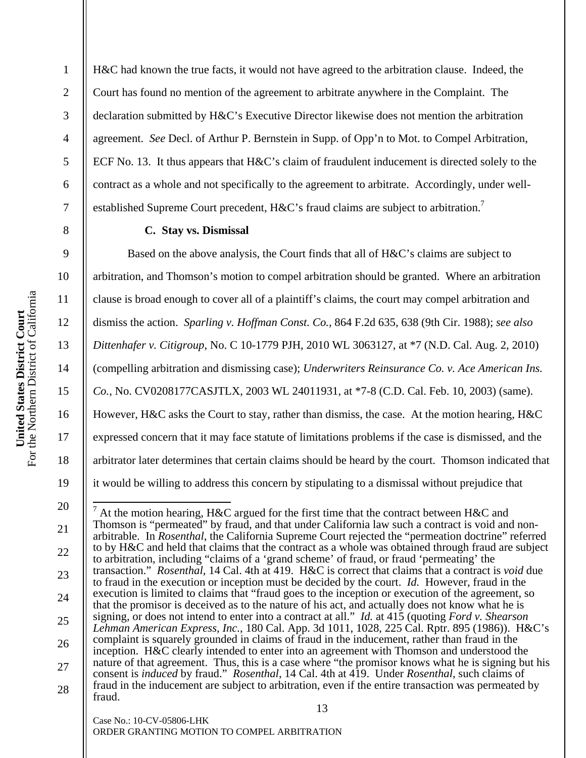H&C had known the true facts, it would not have agreed to the arbitration clause. Indeed, the Court has found no mention of the agreement to arbitrate anywhere in the Complaint. The declaration submitted by H&C's Executive Director likewise does not mention the arbitration agreement. *See* Decl. of Arthur P. Bernstein in Supp. of Opp'n to Mot. to Compel Arbitration, ECF No. 13. It thus appears that H&C's claim of fraudulent inducement is directed solely to the contract as a whole and not specifically to the agreement to arbitrate. Accordingly, under well-established Supreme Court precedent, H&C's fraud claims are subject to arbitration.[7]

**C. Stay vs. Dismissal**

Based on the above analysis, the Court finds that all of H&C's claims are subject to arbitration, and Thomson's motion to compel arbitration should be granted. Where an arbitration clause is broad enough to cover all of a plaintiff's claims, the court may compel arbitration and dismiss the action. *Sparling v. Hoffman Const. Co.*, 864 F.2d 635, 638 (9th Cir. 1988); *see also Dittenhafer v. Citigroup*, No. C 10-1779 PJH, 2010 WL 3063127, at *7 (N.D. Cal. Aug. 2, 2010) (compelling arbitration and dismissing case); *Underwriters Reinsurance Co. v. Ace American Ins. Co.*, No. CV0208177CASJTLX, 2003 WL 24011931, at *7-8 (C.D. Cal. Feb. 10, 2003) (same). However, H&C asks the Court to stay, rather than dismiss, the case. At the motion hearing, H&C expressed concern that it may face statute of limitations problems if the case is dismissed, and the arbitrator later determines that certain claims should be heard by the court. Thomson indicated that it would be willing to address this concern by stipulating to a dismissal without prejudice that

---

[7] At the motion hearing, H&C argued for the first time that the contract between H&C and Thomson is "permeated" by fraud, and that under California law such a contract is void and non-arbitrable. In *Rosenthal*, the California Supreme Court rejected the "permeation doctrine" referred to by H&C and held that claims that the contract as a whole was obtained through fraud are subject to arbitration, including "claims of a 'grand scheme' of fraud, or fraud 'permeating' the transaction." *Rosenthal*, 14 Cal. 4th at 419. H&C is correct that claims that a contract is *void* due to fraud in the execution or inception must be decided by the court. *Id.* However, fraud in the execution is limited to claims that "fraud goes to the inception or execution of the agreement, so that the promisor is deceived as to the nature of his act, and actually does not know what he is signing, or does not intend to enter into a contract at all." *Id.* at 415 (quoting *Ford v. Shearson Lehman American Express, Inc.*, 180 Cal. App. 3d 1011, 1028, 225 Cal. Rptr. 895 (1986)). H&C's complaint is squarely grounded in claims of fraud in the inducement, rather than fraud in the inception. H&C clearly intended to enter into an agreement with Thomson and understood the nature of that agreement. Thus, this is a case where "the promisor knows what he is signing but his consent is *induced* by fraud." *Rosenthal*, 14 Cal. 4th at 419. Under *Rosenthal*, such claims of fraud in the inducement are subject to arbitration, even if the entire transaction was permeated by fraud.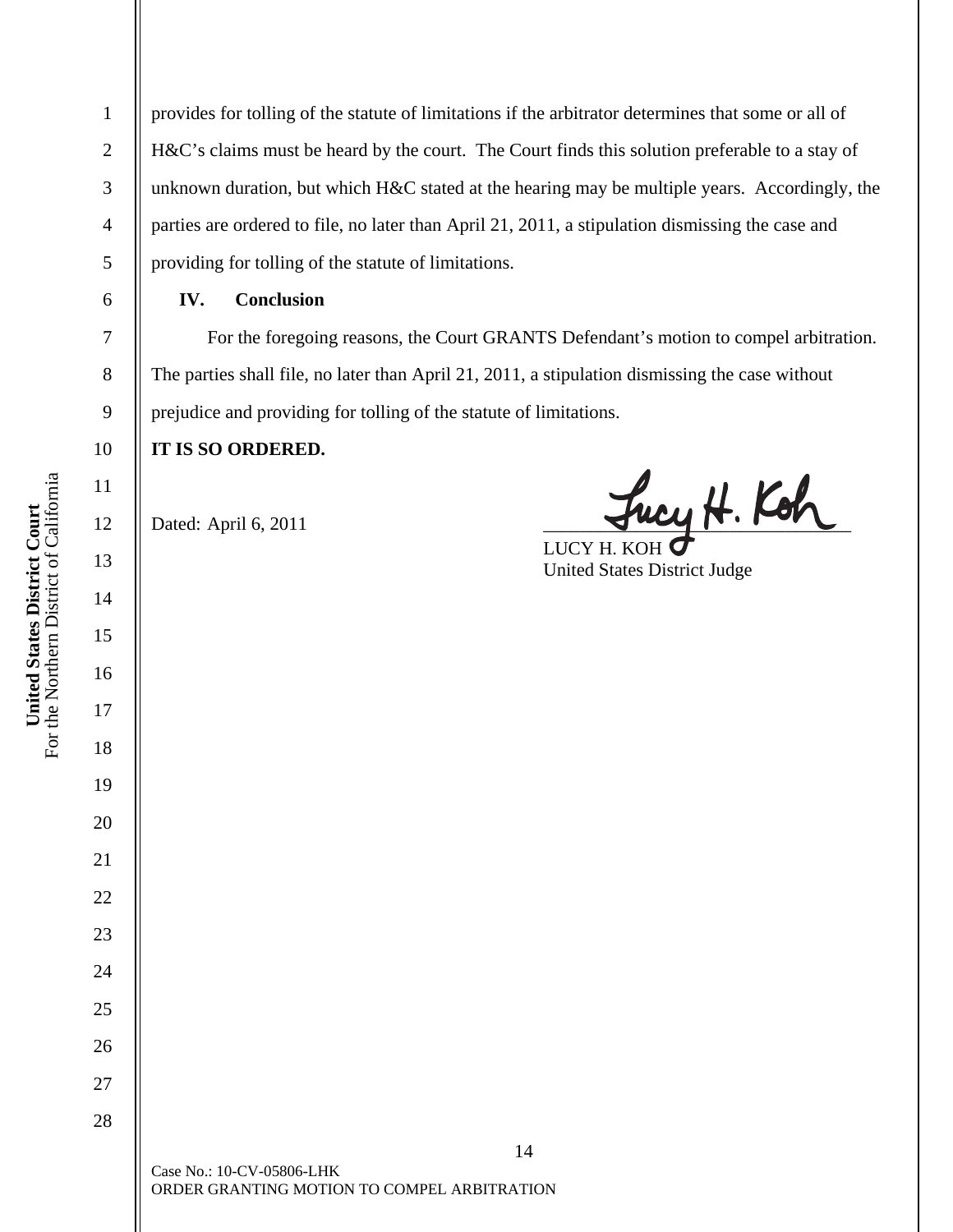provides for tolling of the statute of limitations if the arbitrator determines that some or all of H&C's claims must be heard by the court. The Court finds this solution preferable to a stay of unknown duration, but which H&C stated at the hearing may be multiple years. Accordingly, the parties are ordered to file, no later than April 21, 2011, a stipulation dismissing the case and providing for tolling of the statute of limitations.

## IV. Conclusion

For the foregoing reasons, the Court GRANTS Defendant's motion to compel arbitration. The parties shall file, no later than April 21, 2011, a stipulation dismissing the case without prejudice and providing for tolling of the statute of limitations.

**IT IS SO ORDERED.**

Dated: April 6, 2011

LUCY H. KOH
United States District Judge